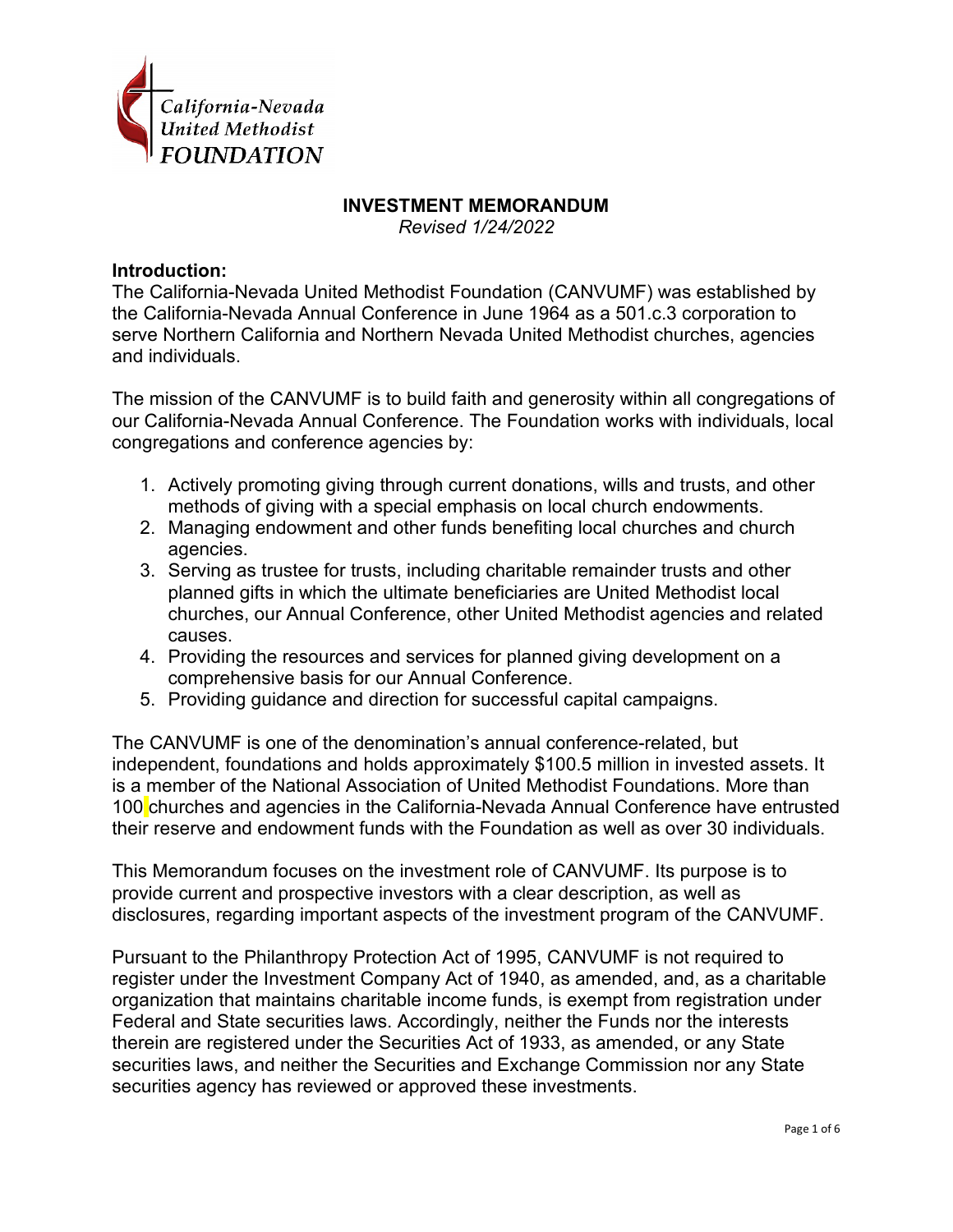California-Nevada United Methodist FOUNDATION

**INVESTMENT MEMORANDUM**

*Revised 1/24/2022*

**Introduction:**

The California-Nevada United Methodist Foundation (CANVUMF) was established by the California-Nevada Annual Conference in June 1964 as a 501.c.3 corporation to serve Northern California and Northern Nevada United Methodist churches, agencies and individuals.

The mission of the CANVUMF is to build faith and generosity within all congregations of our California-Nevada Annual Conference. The Foundation works with individuals, local congregations and conference agencies by:

1. Actively promoting giving through current donations, wills and trusts, and other methods of giving with a special emphasis on local church endowments.
2. Managing endowment and other funds benefiting local churches and church agencies.
3. Serving as trustee for trusts, including charitable remainder trusts and other planned gifts in which the ultimate beneficiaries are United Methodist local churches, our Annual Conference, other United Methodist agencies and related causes.
4. Providing the resources and services for planned giving development on a comprehensive basis for our Annual Conference.
5. Providing guidance and direction for successful capital campaigns.

The CANVUMF is one of the denomination's annual conference-related, but independent, foundations and holds approximately $100.5 million in invested assets. It is a member of the National Association of United Methodist Foundations. More than 100 churches and agencies in the California-Nevada Annual Conference have entrusted their reserve and endowment funds with the Foundation as well as over 30 individuals.

This Memorandum focuses on the investment role of CANVUMF. Its purpose is to provide current and prospective investors with a clear description, as well as disclosures, regarding important aspects of the investment program of the CANVUMF.

Pursuant to the Philanthropy Protection Act of 1995, CANVUMF is not required to register under the Investment Company Act of 1940, as amended, and, as a charitable organization that maintains charitable income funds, is exempt from registration under Federal and State securities laws. Accordingly, neither the Funds nor the interests therein are registered under the Securities Act of 1933, as amended, or any State securities laws, and neither the Securities and Exchange Commission nor any State securities agency has reviewed or approved these investments.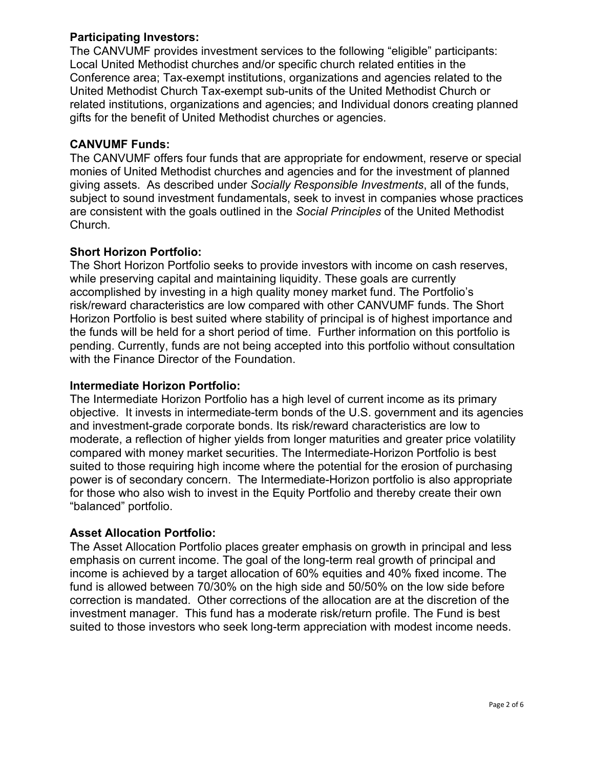**Participating Investors:**
The CANVUMF provides investment services to the following "eligible" participants: Local United Methodist churches and/or specific church related entities in the Conference area; Tax-exempt institutions, organizations and agencies related to the United Methodist Church Tax-exempt sub-units of the United Methodist Church or related institutions, organizations and agencies; and Individual donors creating planned gifts for the benefit of United Methodist churches or agencies.

**CANVUMF Funds:**
The CANVUMF offers four funds that are appropriate for endowment, reserve or special monies of United Methodist churches and agencies and for the investment of planned giving assets. As described under *Socially Responsible Investments*, all of the funds, subject to sound investment fundamentals, seek to invest in companies whose practices are consistent with the goals outlined in the *Social Principles* of the United Methodist Church.

**Short Horizon Portfolio:**
The Short Horizon Portfolio seeks to provide investors with income on cash reserves, while preserving capital and maintaining liquidity. These goals are currently accomplished by investing in a high quality money market fund. The Portfolio's risk/reward characteristics are low compared with other CANVUMF funds. The Short Horizon Portfolio is best suited where stability of principal is of highest importance and the funds will be held for a short period of time. Further information on this portfolio is pending. Currently, funds are not being accepted into this portfolio without consultation with the Finance Director of the Foundation.

**Intermediate Horizon Portfolio:**
The Intermediate Horizon Portfolio has a high level of current income as its primary objective. It invests in intermediate-term bonds of the U.S. government and its agencies and investment-grade corporate bonds. Its risk/reward characteristics are low to moderate, a reflection of higher yields from longer maturities and greater price volatility compared with money market securities. The Intermediate-Horizon Portfolio is best suited to those requiring high income where the potential for the erosion of purchasing power is of secondary concern. The Intermediate-Horizon portfolio is also appropriate for those who also wish to invest in the Equity Portfolio and thereby create their own "balanced" portfolio.

**Asset Allocation Portfolio:**
The Asset Allocation Portfolio places greater emphasis on growth in principal and less emphasis on current income. The goal of the long-term real growth of principal and income is achieved by a target allocation of 60% equities and 40% fixed income. The fund is allowed between 70/30% on the high side and 50/50% on the low side before correction is mandated. Other corrections of the allocation are at the discretion of the investment manager. This fund has a moderate risk/return profile. The Fund is best suited to those investors who seek long-term appreciation with modest income needs.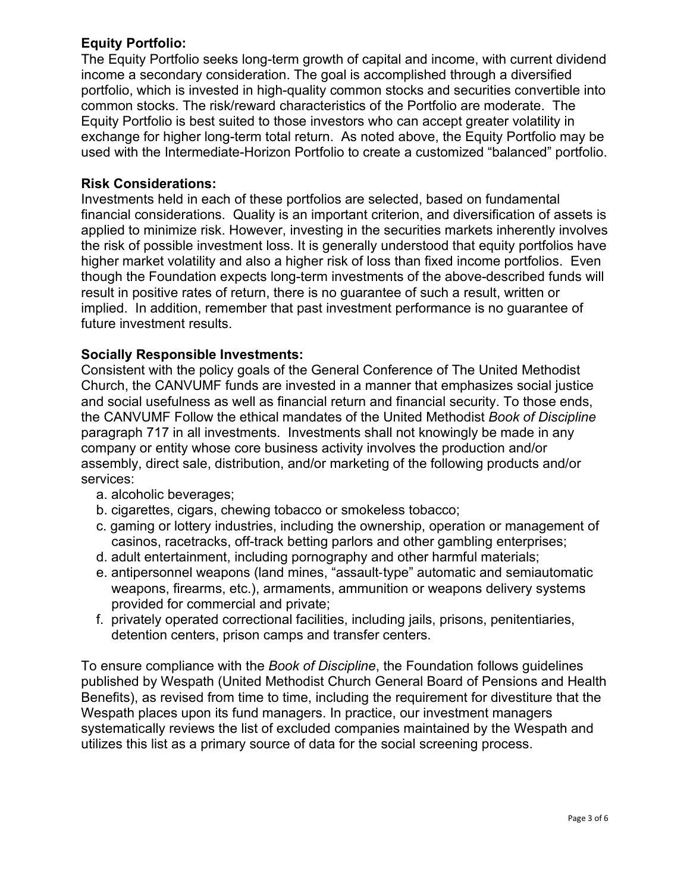**Equity Portfolio:**
The Equity Portfolio seeks long-term growth of capital and income, with current dividend income a secondary consideration. The goal is accomplished through a diversified portfolio, which is invested in high-quality common stocks and securities convertible into common stocks. The risk/reward characteristics of the Portfolio are moderate. The Equity Portfolio is best suited to those investors who can accept greater volatility in exchange for higher long-term total return. As noted above, the Equity Portfolio may be used with the Intermediate-Horizon Portfolio to create a customized "balanced" portfolio.

**Risk Considerations:**
Investments held in each of these portfolios are selected, based on fundamental financial considerations. Quality is an important criterion, and diversification of assets is applied to minimize risk. However, investing in the securities markets inherently involves the risk of possible investment loss. It is generally understood that equity portfolios have higher market volatility and also a higher risk of loss than fixed income portfolios. Even though the Foundation expects long-term investments of the above-described funds will result in positive rates of return, there is no guarantee of such a result, written or implied. In addition, remember that past investment performance is no guarantee of future investment results.

**Socially Responsible Investments:**
Consistent with the policy goals of the General Conference of The United Methodist Church, the CANVUMF funds are invested in a manner that emphasizes social justice and social usefulness as well as financial return and financial security. To those ends, the CANVUMF Follow the ethical mandates of the United Methodist *Book of Discipline* paragraph 717 in all investments. Investments shall not knowingly be made in any company or entity whose core business activity involves the production and/or assembly, direct sale, distribution, and/or marketing of the following products and/or services:

a. alcoholic beverages;
b. cigarettes, cigars, chewing tobacco or smokeless tobacco;
c. gaming or lottery industries, including the ownership, operation or management of casinos, racetracks, off-track betting parlors and other gambling enterprises;
d. adult entertainment, including pornography and other harmful materials;
e. antipersonnel weapons (land mines, "assault-type" automatic and semiautomatic weapons, firearms, etc.), armaments, ammunition or weapons delivery systems provided for commercial and private;
f. privately operated correctional facilities, including jails, prisons, penitentiaries, detention centers, prison camps and transfer centers.

To ensure compliance with the *Book of Discipline*, the Foundation follows guidelines published by Wespath (United Methodist Church General Board of Pensions and Health Benefits), as revised from time to time, including the requirement for divestiture that the Wespath places upon its fund managers. In practice, our investment managers systematically reviews the list of excluded companies maintained by the Wespath and utilizes this list as a primary source of data for the social screening process.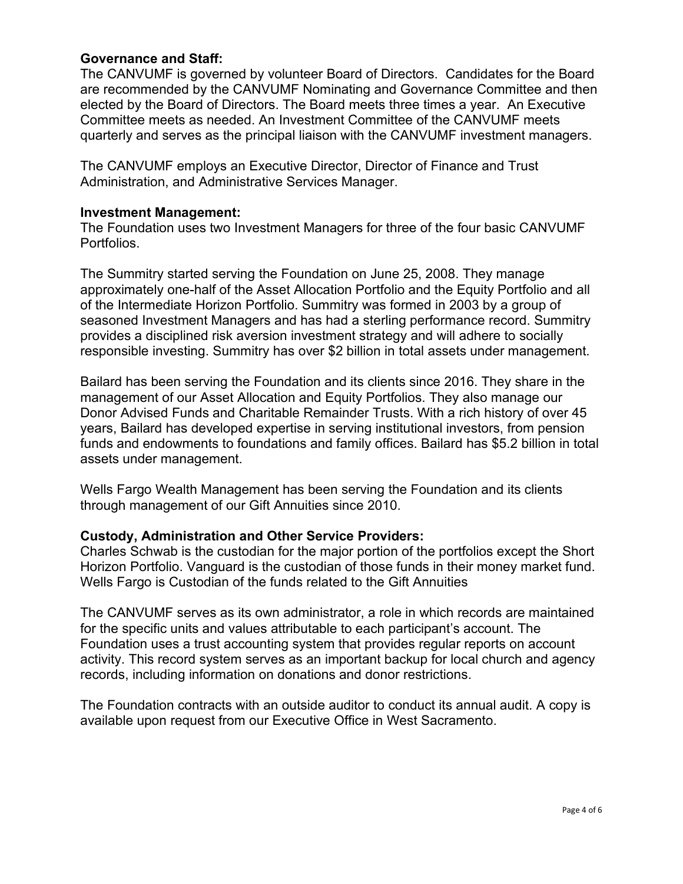**Governance and Staff:**
The CANVUMF is governed by volunteer Board of Directors. Candidates for the Board are recommended by the CANVUMF Nominating and Governance Committee and then elected by the Board of Directors. The Board meets three times a year. An Executive Committee meets as needed. An Investment Committee of the CANVUMF meets quarterly and serves as the principal liaison with the CANVUMF investment managers.

The CANVUMF employs an Executive Director, Director of Finance and Trust Administration, and Administrative Services Manager.

**Investment Management:**
The Foundation uses two Investment Managers for three of the four basic CANVUMF Portfolios.

The Summitry started serving the Foundation on June 25, 2008. They manage approximately one-half of the Asset Allocation Portfolio and the Equity Portfolio and all of the Intermediate Horizon Portfolio. Summitry was formed in 2003 by a group of seasoned Investment Managers and has had a sterling performance record. Summitry provides a disciplined risk aversion investment strategy and will adhere to socially responsible investing. Summitry has over $2 billion in total assets under management.

Bailard has been serving the Foundation and its clients since 2016. They share in the management of our Asset Allocation and Equity Portfolios. They also manage our Donor Advised Funds and Charitable Remainder Trusts. With a rich history of over 45 years, Bailard has developed expertise in serving institutional investors, from pension funds and endowments to foundations and family offices. Bailard has $5.2 billion in total assets under management.

Wells Fargo Wealth Management has been serving the Foundation and its clients through management of our Gift Annuities since 2010.

**Custody, Administration and Other Service Providers:**
Charles Schwab is the custodian for the major portion of the portfolios except the Short Horizon Portfolio. Vanguard is the custodian of those funds in their money market fund. Wells Fargo is Custodian of the funds related to the Gift Annuities

The CANVUMF serves as its own administrator, a role in which records are maintained for the specific units and values attributable to each participant's account. The Foundation uses a trust accounting system that provides regular reports on account activity. This record system serves as an important backup for local church and agency records, including information on donations and donor restrictions.

The Foundation contracts with an outside auditor to conduct its annual audit. A copy is available upon request from our Executive Office in West Sacramento.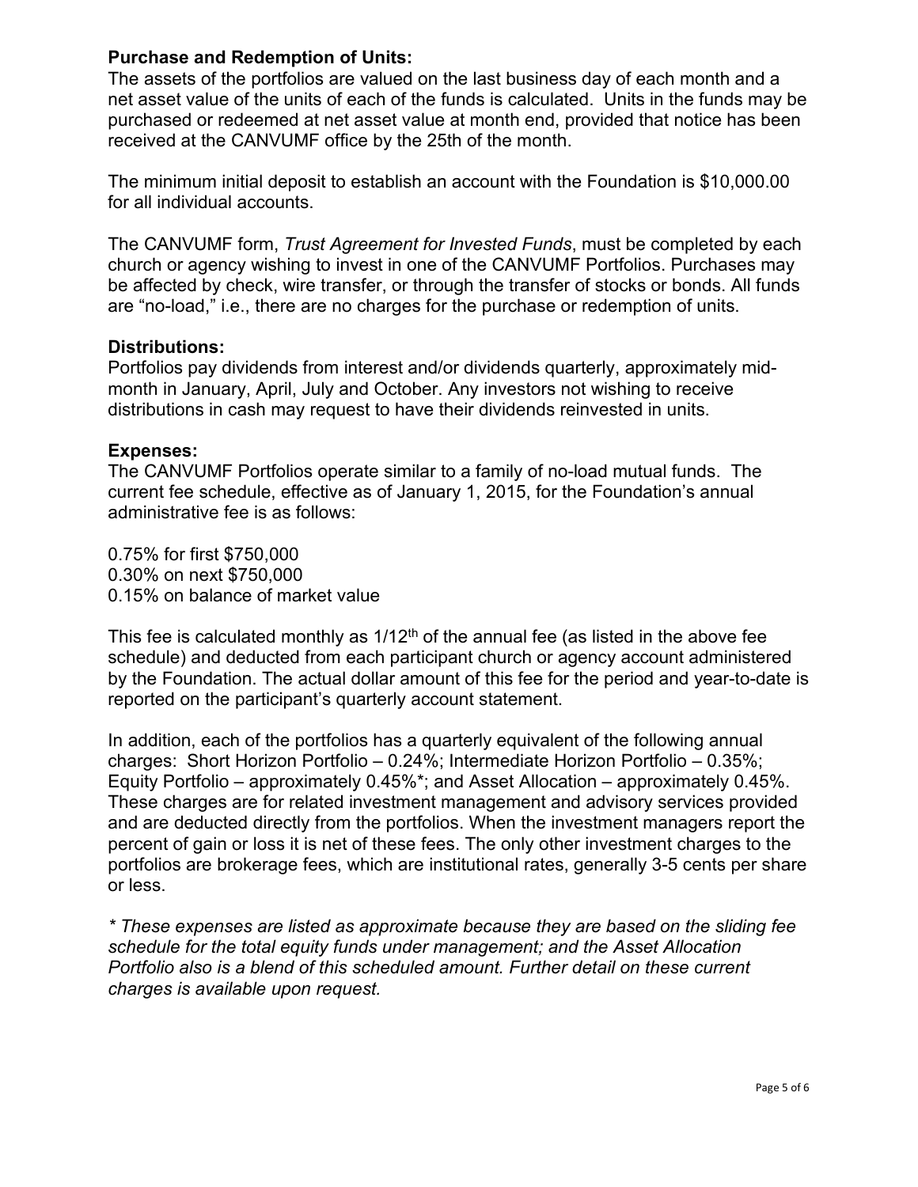**Purchase and Redemption of Units:**
The assets of the portfolios are valued on the last business day of each month and a net asset value of the units of each of the funds is calculated. Units in the funds may be purchased or redeemed at net asset value at month end, provided that notice has been received at the CANVUMF office by the 25th of the month.

The minimum initial deposit to establish an account with the Foundation is $10,000.00 for all individual accounts.

The CANVUMF form, *Trust Agreement for Invested Funds*, must be completed by each church or agency wishing to invest in one of the CANVUMF Portfolios. Purchases may be affected by check, wire transfer, or through the transfer of stocks or bonds. All funds are "no-load," i.e., there are no charges for the purchase or redemption of units.

**Distributions:**
Portfolios pay dividends from interest and/or dividends quarterly, approximately mid-month in January, April, July and October. Any investors not wishing to receive distributions in cash may request to have their dividends reinvested in units.

**Expenses:**
The CANVUMF Portfolios operate similar to a family of no-load mutual funds. The current fee schedule, effective as of January 1, 2015, for the Foundation's annual administrative fee is as follows:

0.75% for first $750,000
0.30% on next $750,000
0.15% on balance of market value

This fee is calculated monthly as 1/12th of the annual fee (as listed in the above fee schedule) and deducted from each participant church or agency account administered by the Foundation. The actual dollar amount of this fee for the period and year-to-date is reported on the participant's quarterly account statement.

In addition, each of the portfolios has a quarterly equivalent of the following annual charges: Short Horizon Portfolio – 0.24%; Intermediate Horizon Portfolio – 0.35%; Equity Portfolio – approximately 0.45%*; and Asset Allocation – approximately 0.45%. These charges are for related investment management and advisory services provided and are deducted directly from the portfolios. When the investment managers report the percent of gain or loss it is net of these fees. The only other investment charges to the portfolios are brokerage fees, which are institutional rates, generally 3-5 cents per share or less.

*\* These expenses are listed as approximate because they are based on the sliding fee schedule for the total equity funds under management; and the Asset Allocation Portfolio also is a blend of this scheduled amount. Further detail on these current charges is available upon request.*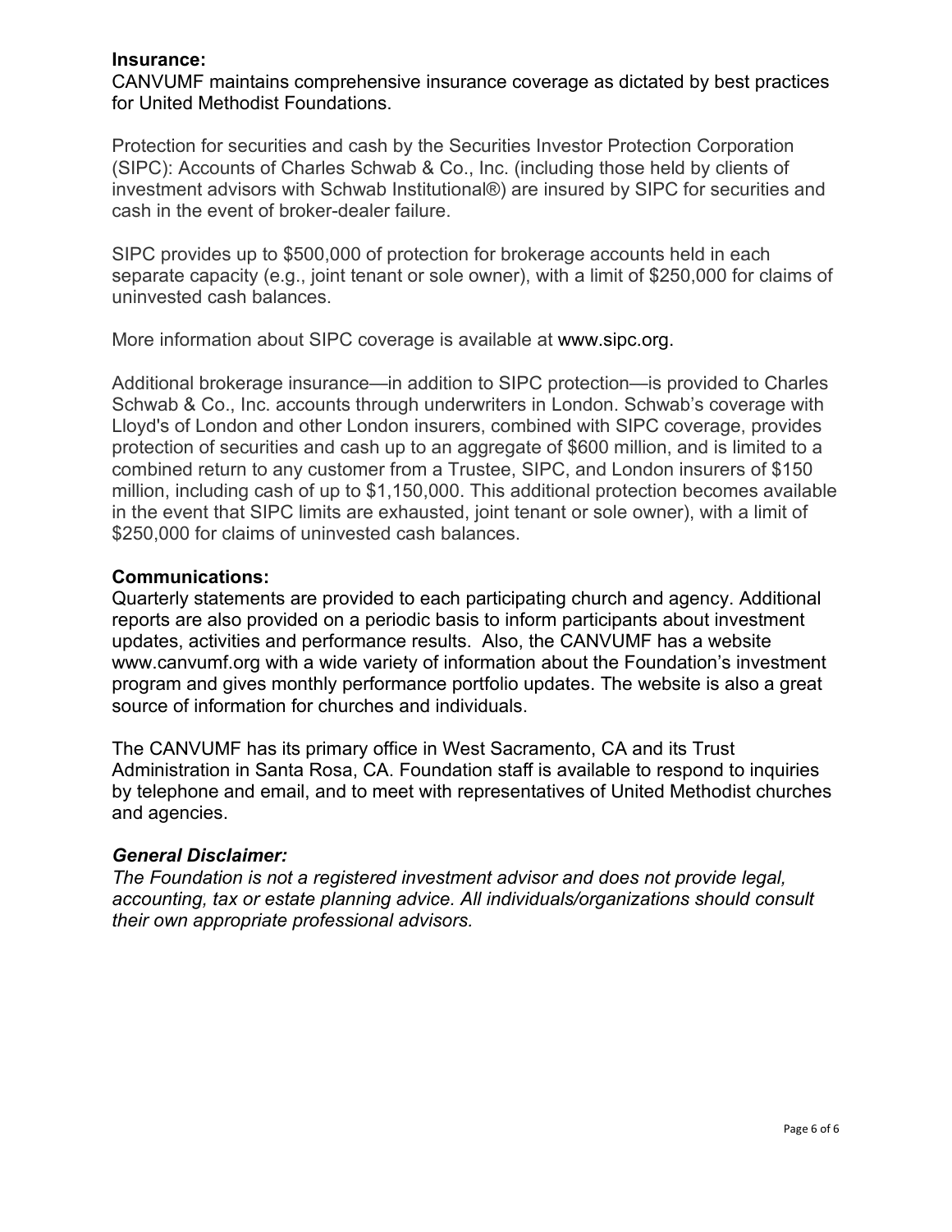**Insurance:**
CANVUMF maintains comprehensive insurance coverage as dictated by best practices for United Methodist Foundations.

Protection for securities and cash by the Securities Investor Protection Corporation (SIPC): Accounts of Charles Schwab & Co., Inc. (including those held by clients of investment advisors with Schwab Institutional®) are insured by SIPC for securities and cash in the event of broker-dealer failure.

SIPC provides up to $500,000 of protection for brokerage accounts held in each separate capacity (e.g., joint tenant or sole owner), with a limit of $250,000 for claims of uninvested cash balances.

More information about SIPC coverage is available at www.sipc.org.

Additional brokerage insurance—in addition to SIPC protection—is provided to Charles Schwab & Co., Inc. accounts through underwriters in London. Schwab's coverage with Lloyd's of London and other London insurers, combined with SIPC coverage, provides protection of securities and cash up to an aggregate of $600 million, and is limited to a combined return to any customer from a Trustee, SIPC, and London insurers of $150 million, including cash of up to $1,150,000. This additional protection becomes available in the event that SIPC limits are exhausted, joint tenant or sole owner), with a limit of $250,000 for claims of uninvested cash balances.

**Communications:**
Quarterly statements are provided to each participating church and agency. Additional reports are also provided on a periodic basis to inform participants about investment updates, activities and performance results. Also, the CANVUMF has a website www.canvumf.org with a wide variety of information about the Foundation's investment program and gives monthly performance portfolio updates. The website is also a great source of information for churches and individuals.

The CANVUMF has its primary office in West Sacramento, CA and its Trust Administration in Santa Rosa, CA. Foundation staff is available to respond to inquiries by telephone and email, and to meet with representatives of United Methodist churches and agencies.

***General Disclaimer:***
*The Foundation is not a registered investment advisor and does not provide legal, accounting, tax or estate planning advice. All individuals/organizations should consult their own appropriate professional advisors.*